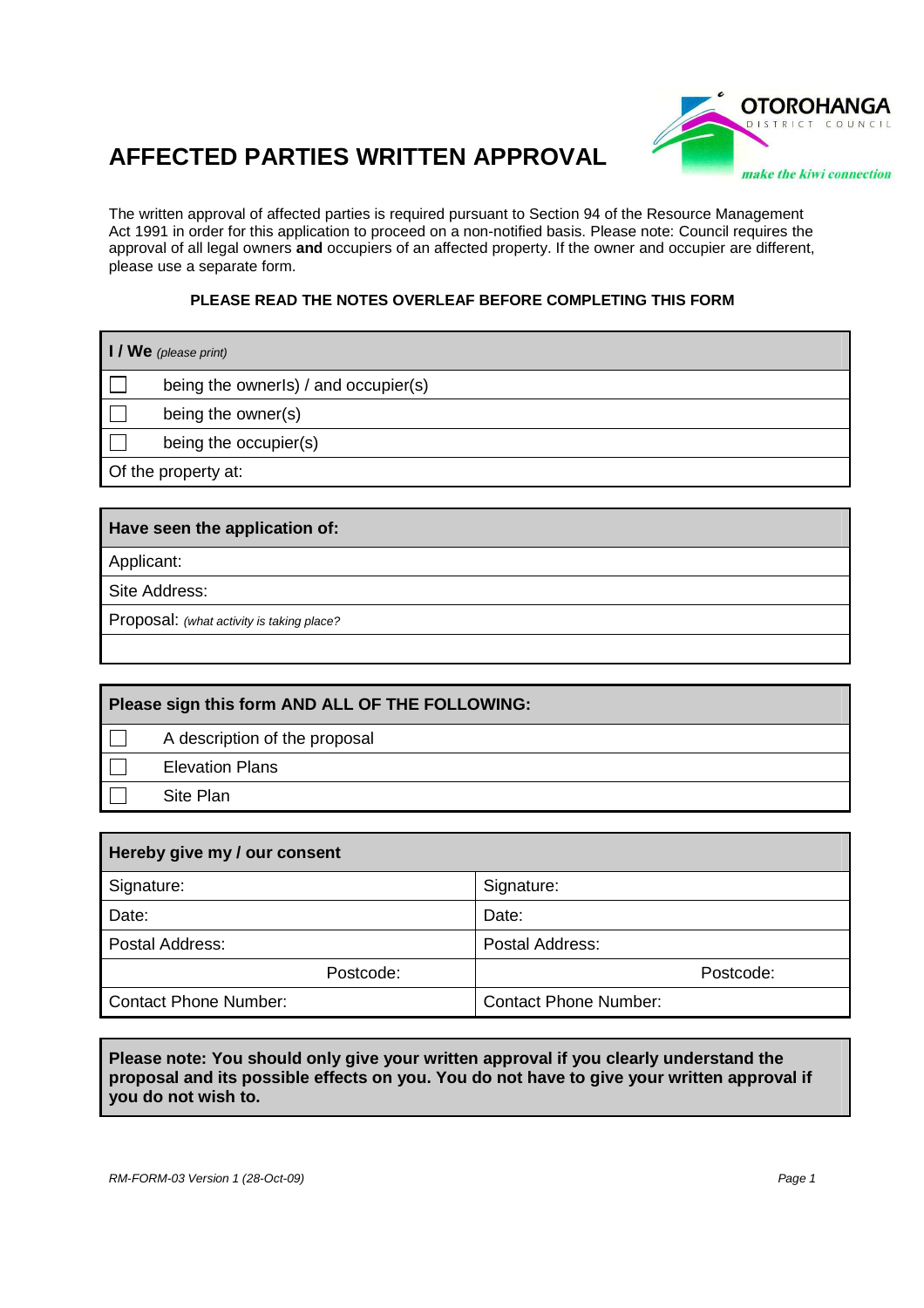# AFFECTED PARTIES WRITTEN APPROVAL

OTOROHANGA DISTRICT COUNCIL

*make the kiwi connection*

The written approval of affected parties is required pursuant to Section 94 of the Resource Management Act 1991 in order for this application to proceed on a non-notified basis. Please note: Council requires the approval of all legal owners **and** occupiers of an affected property. If the owner and occupier are different, please use a separate form.

**PLEASE READ THE NOTES OVERLEAF BEFORE COMPLETING THIS FORM**

| **I / We** *(please print)* | |
|---|---|
| ☐ | being the ownerls) / and occupier(s) |
| ☐ | being the owner(s) |
| ☐ | being the occupier(s) |
| Of the property at: | |

| **Have seen the application of:** |
|---|
| Applicant: |
| Site Address: |
| Proposal: *(what activity is taking place?* |
| |

| **Please sign this form AND ALL OF THE FOLLOWING:** | |
|---|---|
| ☐ | A description of the proposal |
| ☐ | Elevation Plans |
| ☐ | Site Plan |

| **Hereby give my / our consent** | |
|---|---|
| Signature: | Signature: |
| Date: | Date: |
| Postal Address: | Postal Address: |
| Postcode: | Postcode: |
| Contact Phone Number: | Contact Phone Number: |

**Please note: You should only give your written approval if you clearly understand the proposal and its possible effects on you. You do not have to give your written approval if you do not wish to.**

*RM-FORM-03 Version 1 (28-Oct-09)*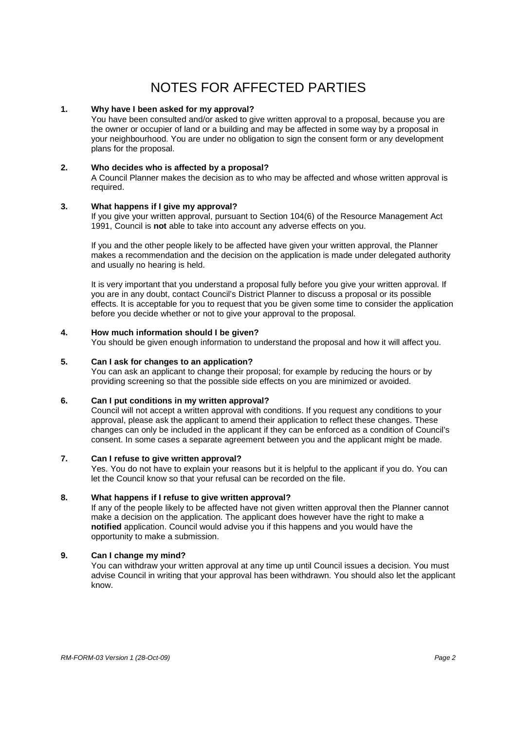# NOTES FOR AFFECTED PARTIES

1. **Why have I been asked for my approval?**
   You have been consulted and/or asked to give written approval to a proposal, because you are the owner or occupier of land or a building and may be affected in some way by a proposal in your neighbourhood. You are under no obligation to sign the consent form or any development plans for the proposal.

2. **Who decides who is affected by a proposal?**
   A Council Planner makes the decision as to who may be affected and whose written approval is required.

3. **What happens if I give my approval?**
   If you give your written approval, pursuant to Section 104(6) of the Resource Management Act 1991, Council is **not** able to take into account any adverse effects on you.

   If you and the other people likely to be affected have given your written approval, the Planner makes a recommendation and the decision on the application is made under delegated authority and usually no hearing is held.

   It is very important that you understand a proposal fully before you give your written approval. If you are in any doubt, contact Council's District Planner to discuss a proposal or its possible effects. It is acceptable for you to request that you be given some time to consider the application before you decide whether or not to give your approval to the proposal.

4. **How much information should I be given?**
   You should be given enough information to understand the proposal and how it will affect you.

5. **Can I ask for changes to an application?**
   You can ask an applicant to change their proposal; for example by reducing the hours or by providing screening so that the possible side effects on you are minimized or avoided.

6. **Can I put conditions in my written approval?**
   Council will not accept a written approval with conditions. If you request any conditions to your approval, please ask the applicant to amend their application to reflect these changes. These changes can only be included in the applicant if they can be enforced as a condition of Council's consent. In some cases a separate agreement between you and the applicant might be made.

7. **Can I refuse to give written approval?**
   Yes. You do not have to explain your reasons but it is helpful to the applicant if you do. You can let the Council know so that your refusal can be recorded on the file.

8. **What happens if I refuse to give written approval?**
   If any of the people likely to be affected have not given written approval then the Planner cannot make a decision on the application. The applicant does however have the right to make a **notified** application. Council would advise you if this happens and you would have the opportunity to make a submission.

9. **Can I change my mind?**
   You can withdraw your written approval at any time up until Council issues a decision. You must advise Council in writing that your approval has been withdrawn. You should also let the applicant know.

*RM-FORM-03 Version 1 (28-Oct-09)*